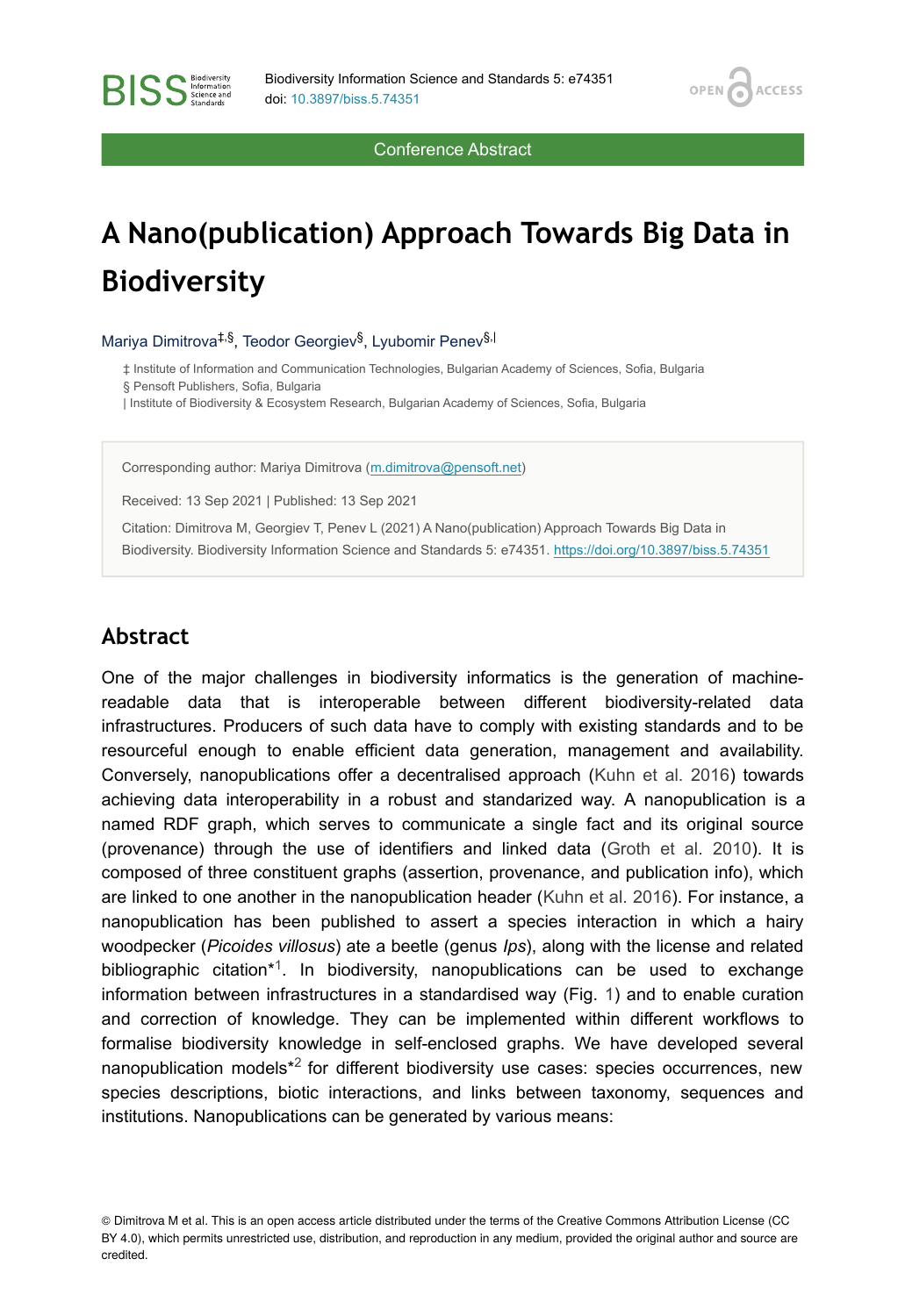Conference Abstract

# A Nano(publication) Approach Towards Big Data in Biodiversity

Mariya Dimitrova[‡,§], Teodor Georgiev[§], Lyubomir Penev[§,|]

‡ Institute of Information and Communication Technologies, Bulgarian Academy of Sciences, Sofia, Bulgaria

§ Pensoft Publishers, Sofia, Bulgaria

| Institute of Biodiversity & Ecosystem Research, Bulgarian Academy of Sciences, Sofia, Bulgaria

Corresponding author: Mariya Dimitrova (m.dimitrova@pensoft.net)

Received: 13 Sep 2021 | Published: 13 Sep 2021

Citation: Dimitrova M, Georgiev T, Penev L (2021) A Nano(publication) Approach Towards Big Data in Biodiversity. Biodiversity Information Science and Standards 5: e74351. https://doi.org/10.3897/biss.5.74351

## Abstract

One of the major challenges in biodiversity informatics is the generation of machine-readable data that is interoperable between different biodiversity-related data infrastructures. Producers of such data have to comply with existing standards and to be resourceful enough to enable efficient data generation, management and availability. Conversely, nanopublications offer a decentralised approach (Kuhn et al. 2016) towards achieving data interoperability in a robust and standardized way. A nanopublication is a named RDF graph, which serves to communicate a single fact and its original source (provenance) through the use of identifiers and linked data (Groth et al. 2010). It is composed of three constituent graphs (assertion, provenance, and publication info), which are linked to one another in the nanopublication header (Kuhn et al. 2016). For instance, a nanopublication has been published to assert a species interaction in which a hairy woodpecker (*Picoides villosus*) ate a beetle (genus *Ips*), along with the license and related bibliographic citation*[1]. In biodiversity, nanopublications can be used to exchange information between infrastructures in a standardised way (Fig. 1) and to enable curation and correction of knowledge. They can be implemented within different workflows to formalise biodiversity knowledge in self-enclosed graphs. We have developed several nanopublication models*[2] for different biodiversity use cases: species occurrences, new species descriptions, biotic interactions, and links between taxonomy, sequences and institutions. Nanopublications can be generated by various means:

© Dimitrova M et al. This is an open access article distributed under the terms of the Creative Commons Attribution License (CC BY 4.0), which permits unrestricted use, distribution, and reproduction in any medium, provided the original author and source are credited.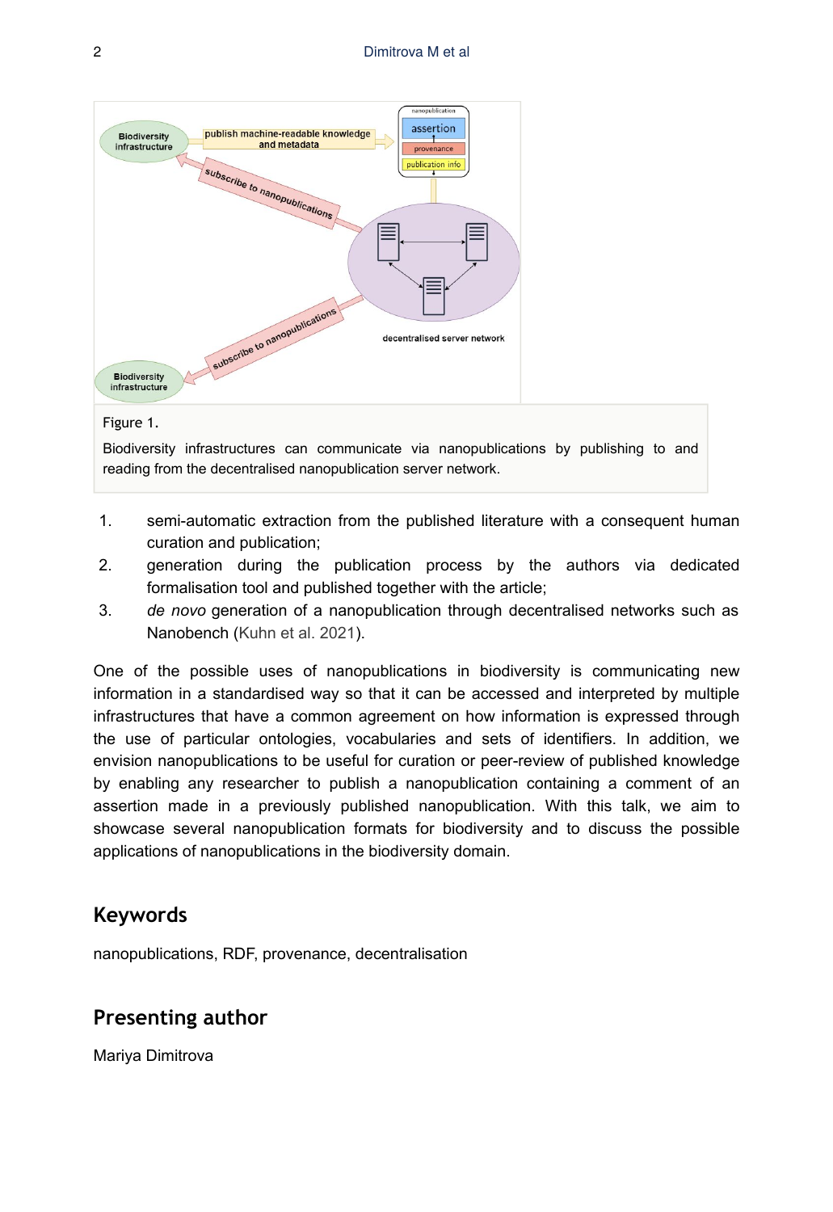Figure 1.

Biodiversity infrastructures can communicate via nanopublications by publishing to and reading from the decentralised nanopublication server network.

1. semi-automatic extraction from the published literature with a consequent human curation and publication;
2. generation during the publication process by the authors via dedicated formalisation tool and published together with the article;
3. *de novo* generation of a nanopublication through decentralised networks such as Nanobench (Kuhn et al. 2021).

One of the possible uses of nanopublications in biodiversity is communicating new information in a standardised way so that it can be accessed and interpreted by multiple infrastructures that have a common agreement on how information is expressed through the use of particular ontologies, vocabularies and sets of identifiers. In addition, we envision nanopublications to be useful for curation or peer-review of published knowledge by enabling any researcher to publish a nanopublication containing a comment of an assertion made in a previously published nanopublication. With this talk, we aim to showcase several nanopublication formats for biodiversity and to discuss the possible applications of nanopublications in the biodiversity domain.

## Keywords

nanopublications, RDF, provenance, decentralisation

## Presenting author

Mariya Dimitrova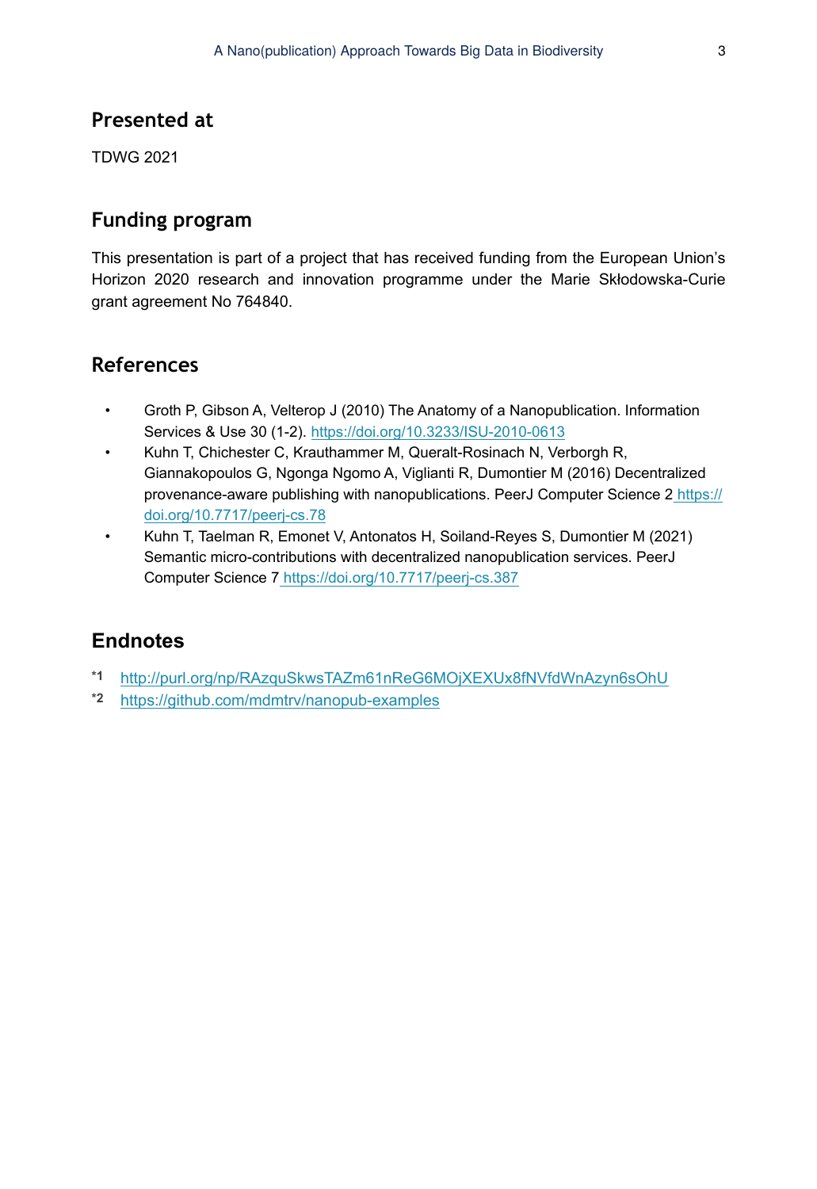## Presented at

TDWG 2021

## Funding program

This presentation is part of a project that has received funding from the European Union's Horizon 2020 research and innovation programme under the Marie Skłodowska-Curie grant agreement No 764840.

## References

- Groth P, Gibson A, Velterop J (2010) The Anatomy of a Nanopublication. Information Services & Use 30 (1-2). https://doi.org/10.3233/ISU-2010-0613
- Kuhn T, Chichester C, Krauthammer M, Queralt-Rosinach N, Verborgh R, Giannakopoulos G, Ngonga Ngomo A, Viglianti R, Dumontier M (2016) Decentralized provenance-aware publishing with nanopublications. PeerJ Computer Science 2 https://doi.org/10.7717/peerj-cs.78
- Kuhn T, Taelman R, Emonet V, Antonatos H, Soiland-Reyes S, Dumontier M (2021) Semantic micro-contributions with decentralized nanopublication services. PeerJ Computer Science 7 https://doi.org/10.7717/peerj-cs.387

## Endnotes

*1 http://purl.org/np/RAzquSkwsTAZm61nReG6MOjXEXUx8fNVfdWnAzyn6sOhU

*2 https://github.com/mdmtrv/nanopub-examples